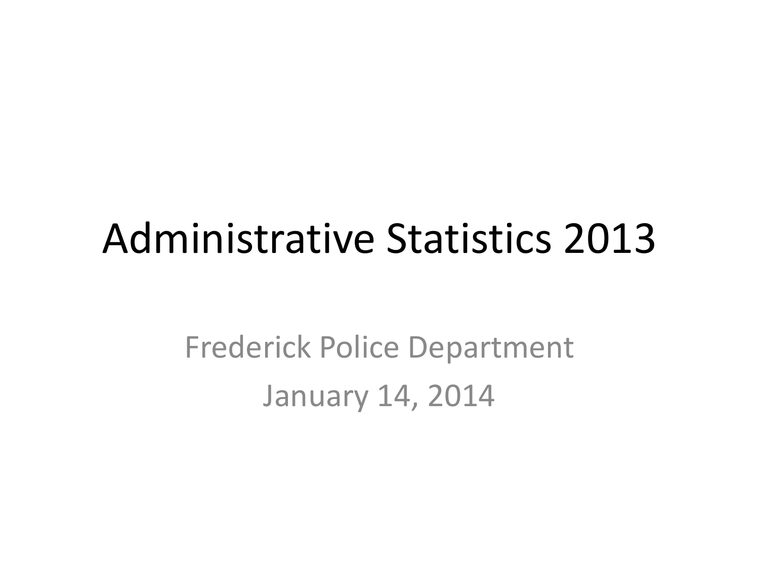# Administrative Statistics 2013

Frederick Police Department

January 14, 2014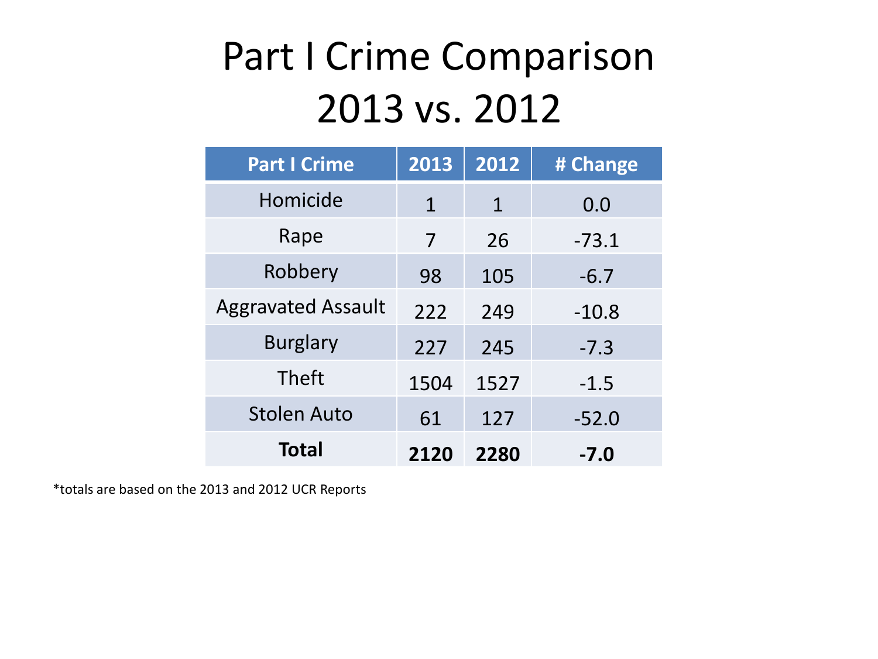# Part I Crime Comparison 2013 vs. 2012

| Part I Crime | 2013 | 2012 | # Change |
|---|---|---|---|
| Homicide | 1 | 1 | 0.0 |
| Rape | 7 | 26 | -73.1 |
| Robbery | 98 | 105 | -6.7 |
| Aggravated Assault | 222 | 249 | -10.8 |
| Burglary | 227 | 245 | -7.3 |
| Theft | 1504 | 1527 | -1.5 |
| Stolen Auto | 61 | 127 | -52.0 |
| **Total** | **2120** | **2280** | **-7.0** |

*totals are based on the 2013 and 2012 UCR Reports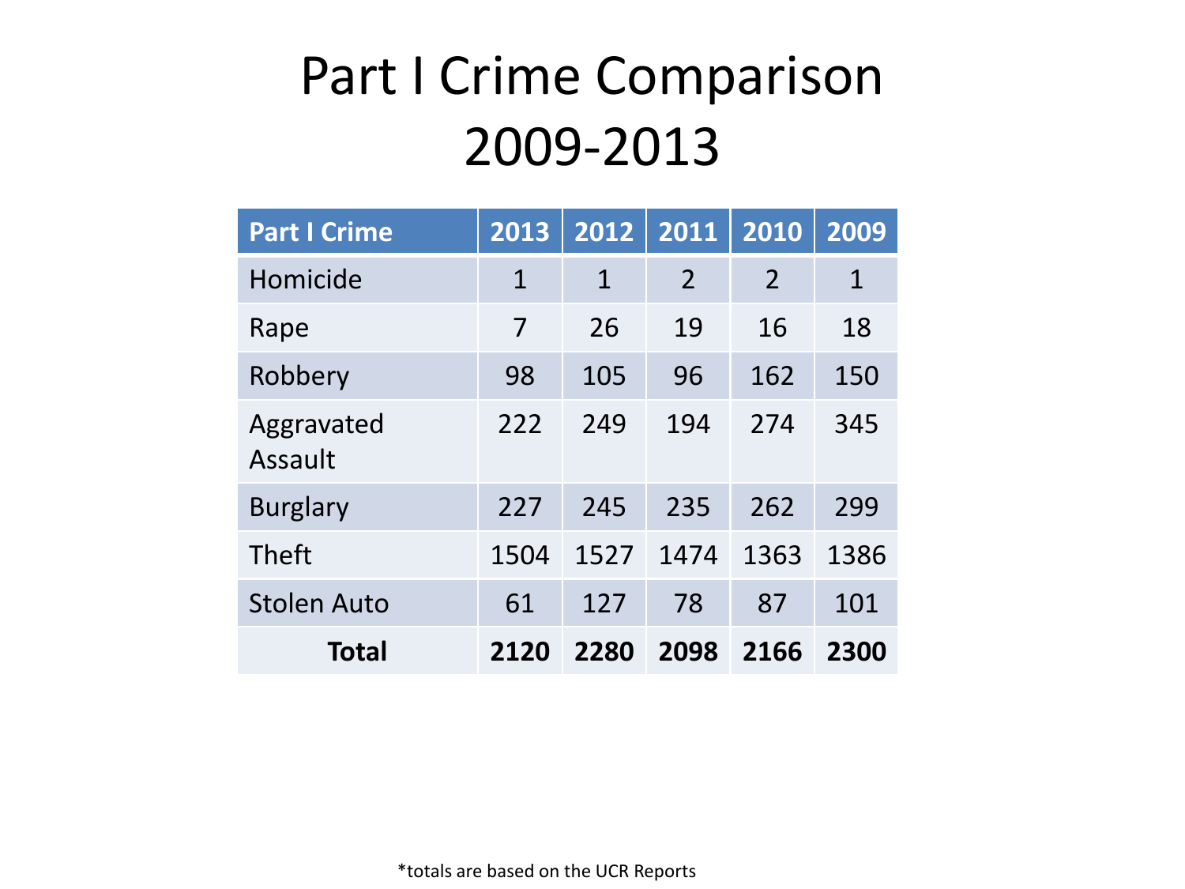# Part I Crime Comparison 2009-2013

| Part I Crime | 2013 | 2012 | 2011 | 2010 | 2009 |
|---|---|---|---|---|---|
| Homicide | 1 | 1 | 2 | 2 | 1 |
| Rape | 7 | 26 | 19 | 16 | 18 |
| Robbery | 98 | 105 | 96 | 162 | 150 |
| Aggravated Assault | 222 | 249 | 194 | 274 | 345 |
| Burglary | 227 | 245 | 235 | 262 | 299 |
| Theft | 1504 | 1527 | 1474 | 1363 | 1386 |
| Stolen Auto | 61 | 127 | 78 | 87 | 101 |
| **Total** | **2120** | **2280** | **2098** | **2166** | **2300** |

*totals are based on the UCR Reports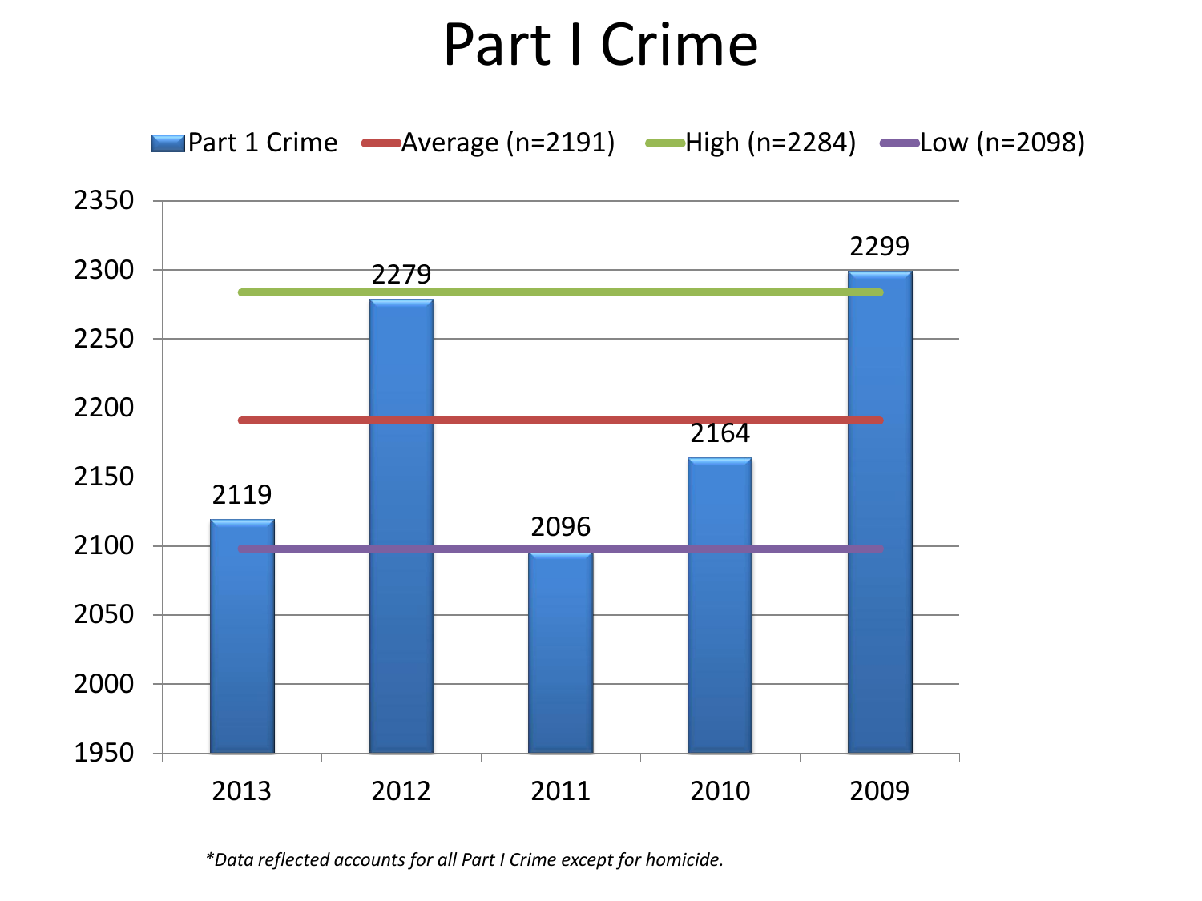# Part I Crime

| Year | Part 1 Crime |
| --- | --- |
| 2013 | 2119 |
| 2012 | 2279 |
| 2011 | 2096 |
| 2010 | 2164 |
| 2009 | 2299 |

Average (n=2191) High (n=2284) Low (n=2098)

*\*Data reflected accounts for all Part I Crime except for homicide.*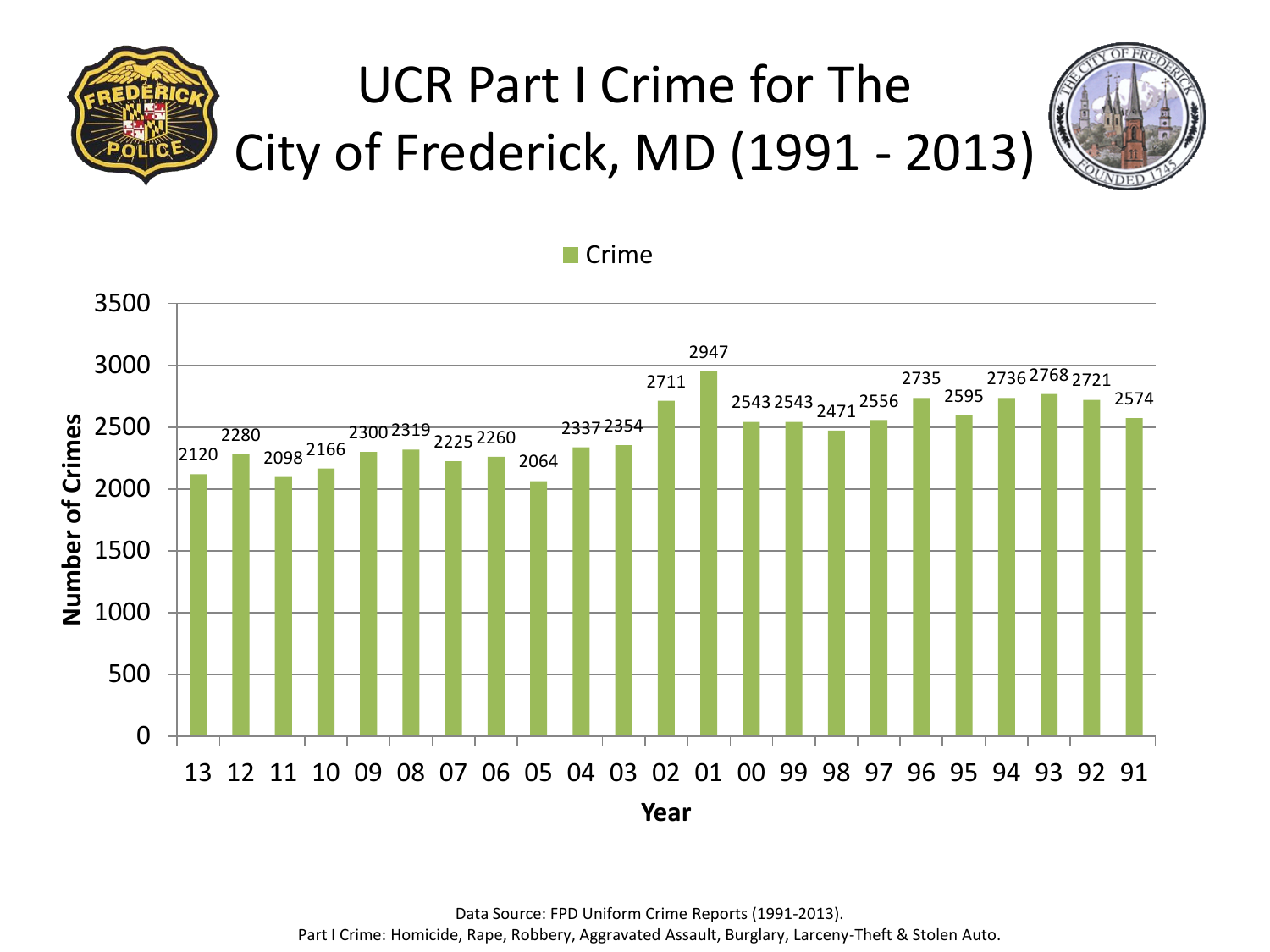# UCR Part I Crime for The City of Frederick, MD (1991 - 2013)

| Year | 13 | 12 | 11 | 10 | 09 | 08 | 07 | 06 | 05 | 04 | 03 | 02 | 01 | 00 | 99 | 98 | 97 | 96 | 95 | 94 | 93 | 92 | 91 |
|---|---|---|---|---|---|---|---|---|---|---|---|---|---|---|---|---|---|---|---|---|---|---|---|
| Crime | 2120 | 2280 | 2098 | 2166 | 2300 | 2319 | 2225 | 2260 | 2064 | 2337 | 2354 | 2711 | 2947 | 2543 | 2543 | 2471 | 2556 | 2735 | 2595 | 2736 | 2768 | 2721 | 2574 |

Data Source: FPD Uniform Crime Reports (1991-2013).

Part I Crime: Homicide, Rape, Robbery, Aggravated Assault, Burglary, Larceny-Theft & Stolen Auto.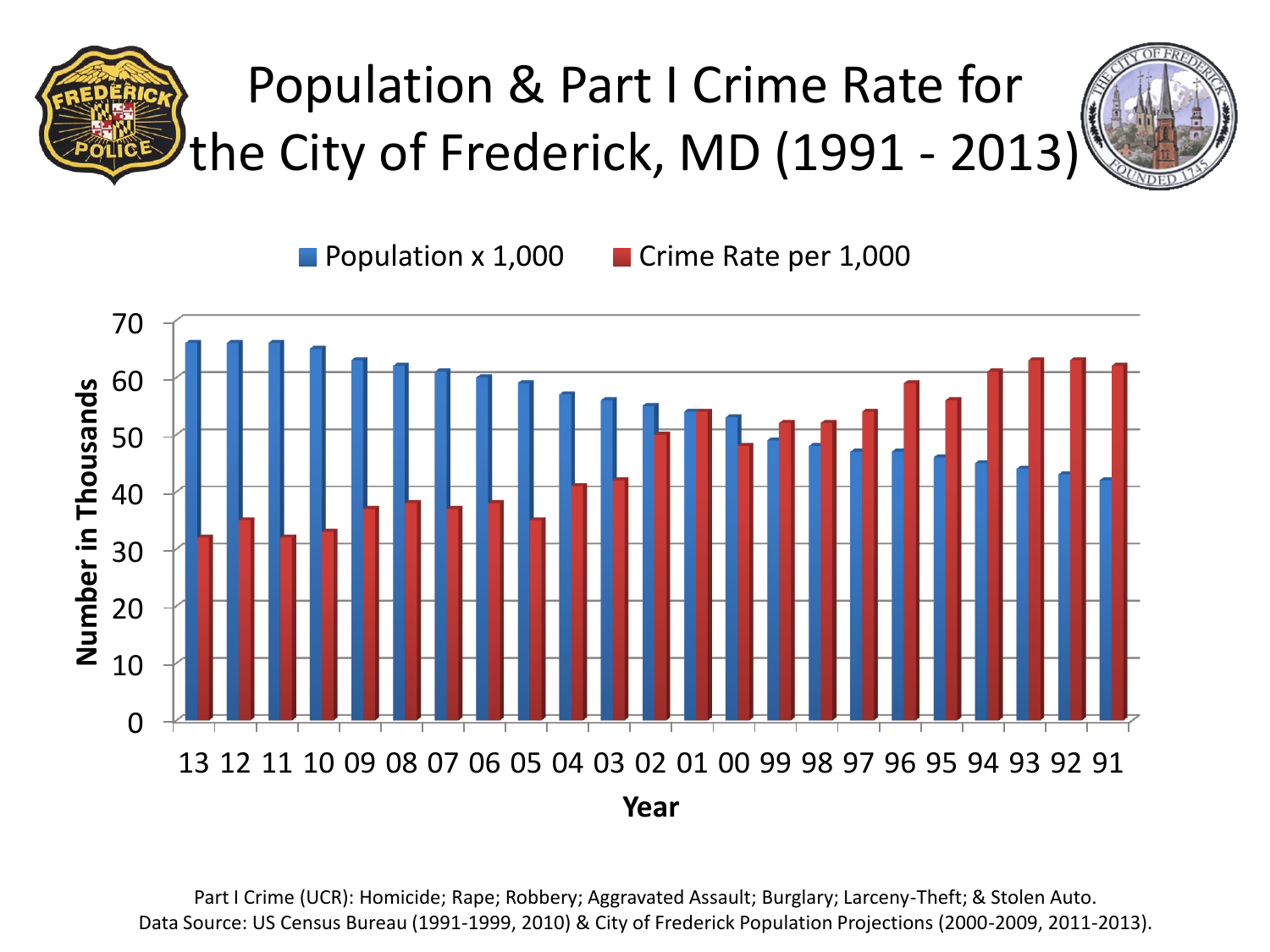# Population & Part I Crime Rate for the City of Frederick, MD (1991 - 2013)

| Year | Population x 1,000 | Crime Rate per 1,000 |
|---|---|---|
| 13 | 66 | 32 |
| 12 | 66 | 35 |
| 11 | 66 | 32 |
| 10 | 65 | 33 |
| 09 | 63 | 37 |
| 08 | 62 | 38 |
| 07 | 61 | 37 |
| 06 | 60 | 38 |
| 05 | 59 | 35 |
| 04 | 57 | 41 |
| 03 | 56 | 42 |
| 02 | 55 | 50 |
| 01 | 54 | 54 |
| 00 | 53 | 48 |
| 99 | 49 | 52 |
| 98 | 48 | 52 |
| 97 | 47 | 54 |
| 96 | 47 | 59 |
| 95 | 46 | 56 |
| 94 | 45 | 61 |
| 93 | 44 | 63 |
| 92 | 43 | 63 |
| 91 | 42 | 62 |

Number in Thousands (y-axis); Year (x-axis)

Part I Crime (UCR): Homicide; Rape; Robbery; Aggravated Assault; Burglary; Larceny-Theft; & Stolen Auto.
Data Source: US Census Bureau (1991-1999, 2010) & City of Frederick Population Projections (2000-2009, 2011-2013).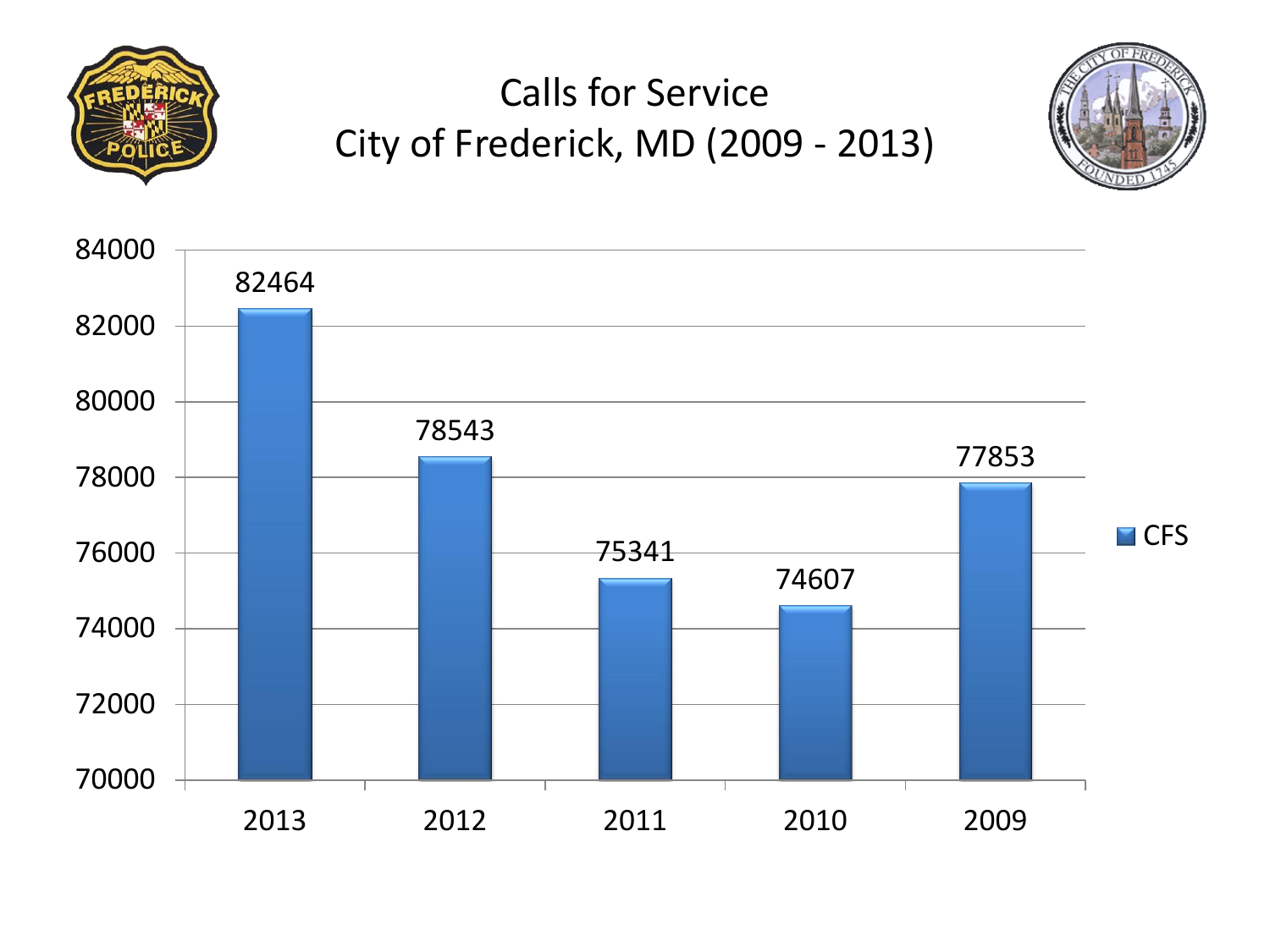# Calls for Service
## City of Frederick, MD (2009 - 2013)

84000
82000
80000
78000
76000
74000
72000
70000

82464
78543
75341
74607
77853

2013
2012
2011
2010
2009

CFS